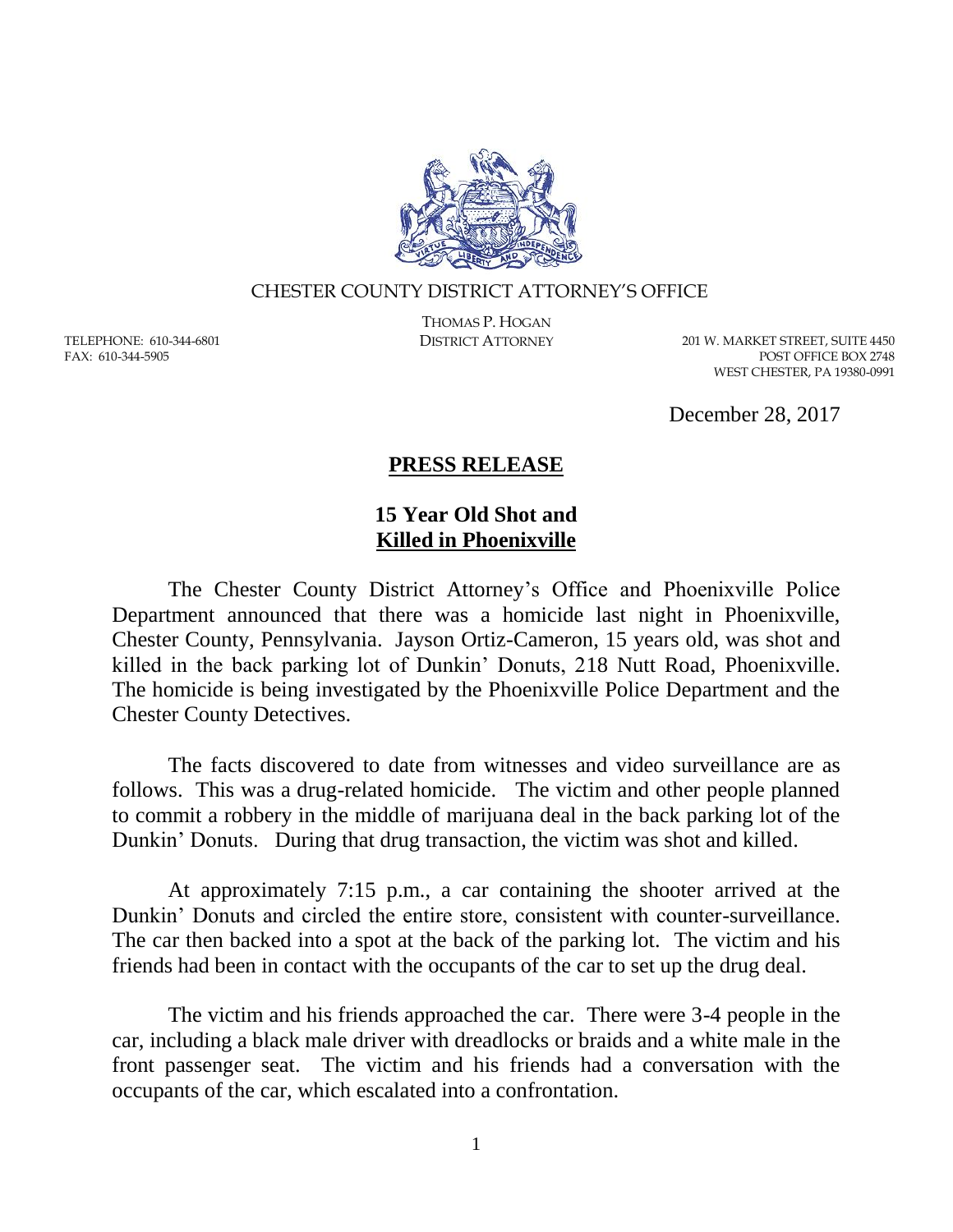CHESTER COUNTY DISTRICT ATTORNEY'S OFFICE

THOMAS P. HOGAN
DISTRICT ATTORNEY

TELEPHONE: 610-344-6801
FAX: 610-344-5905

201 W. MARKET STREET, SUITE 4450
POST OFFICE BOX 2748
WEST CHESTER, PA 19380-0991

December 28, 2017

## PRESS RELEASE

### 15 Year Old Shot and Killed in Phoenixville

The Chester County District Attorney's Office and Phoenixville Police Department announced that there was a homicide last night in Phoenixville, Chester County, Pennsylvania. Jayson Ortiz-Cameron, 15 years old, was shot and killed in the back parking lot of Dunkin' Donuts, 218 Nutt Road, Phoenixville. The homicide is being investigated by the Phoenixville Police Department and the Chester County Detectives.

The facts discovered to date from witnesses and video surveillance are as follows. This was a drug-related homicide. The victim and other people planned to commit a robbery in the middle of marijuana deal in the back parking lot of the Dunkin' Donuts. During that drug transaction, the victim was shot and killed.

At approximately 7:15 p.m., a car containing the shooter arrived at the Dunkin' Donuts and circled the entire store, consistent with counter-surveillance. The car then backed into a spot at the back of the parking lot. The victim and his friends had been in contact with the occupants of the car to set up the drug deal.

The victim and his friends approached the car. There were 3-4 people in the car, including a black male driver with dreadlocks or braids and a white male in the front passenger seat. The victim and his friends had a conversation with the occupants of the car, which escalated into a confrontation.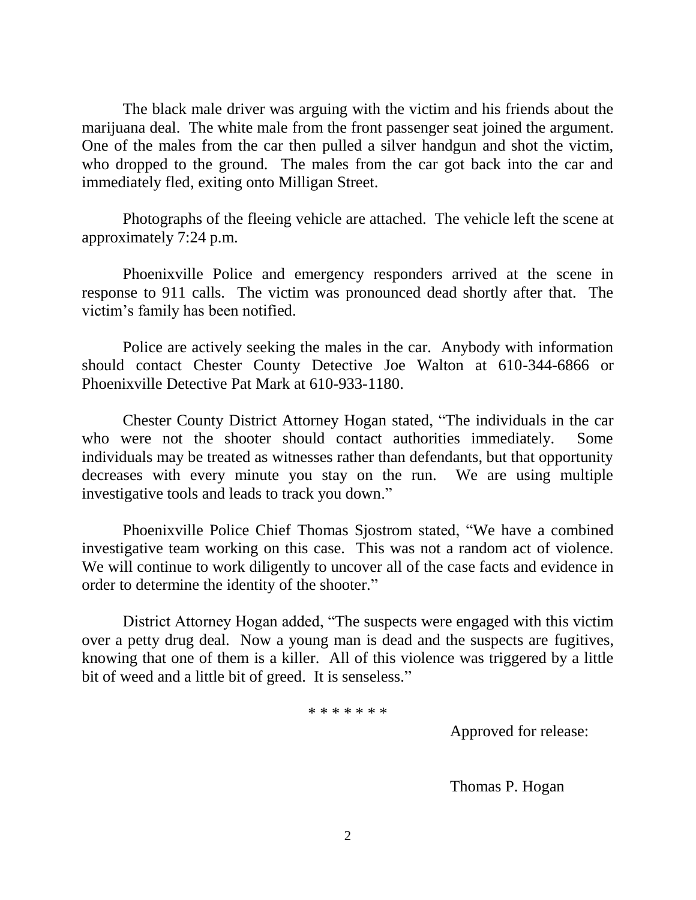The black male driver was arguing with the victim and his friends about the marijuana deal. The white male from the front passenger seat joined the argument. One of the males from the car then pulled a silver handgun and shot the victim, who dropped to the ground. The males from the car got back into the car and immediately fled, exiting onto Milligan Street.

Photographs of the fleeing vehicle are attached. The vehicle left the scene at approximately 7:24 p.m.

Phoenixville Police and emergency responders arrived at the scene in response to 911 calls. The victim was pronounced dead shortly after that. The victim's family has been notified.

Police are actively seeking the males in the car. Anybody with information should contact Chester County Detective Joe Walton at 610-344-6866 or Phoenixville Detective Pat Mark at 610-933-1180.

Chester County District Attorney Hogan stated, "The individuals in the car who were not the shooter should contact authorities immediately. Some individuals may be treated as witnesses rather than defendants, but that opportunity decreases with every minute you stay on the run. We are using multiple investigative tools and leads to track you down."

Phoenixville Police Chief Thomas Sjostrom stated, "We have a combined investigative team working on this case. This was not a random act of violence. We will continue to work diligently to uncover all of the case facts and evidence in order to determine the identity of the shooter."

District Attorney Hogan added, "The suspects were engaged with this victim over a petty drug deal. Now a young man is dead and the suspects are fugitives, knowing that one of them is a killer. All of this violence was triggered by a little bit of weed and a little bit of greed. It is senseless."

* * * * * * *

Approved for release:

Thomas P. Hogan